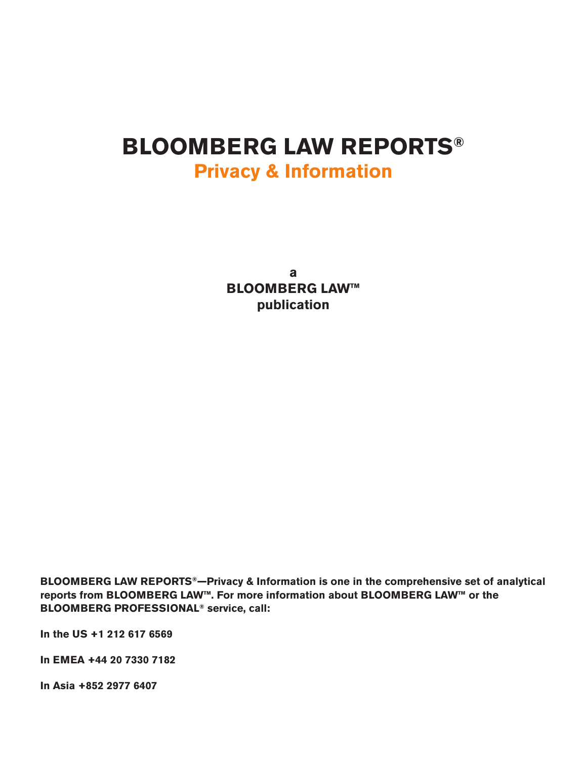# BLOOMBERG LAW REPORTS®

## Privacy & Information

**a**
**BLOOMBERG LAW™**
**publication**

**BLOOMBERG LAW REPORTS®—Privacy & Information is one in the comprehensive set of analytical reports from BLOOMBERG LAW™. For more information about BLOOMBERG LAW™ or the BLOOMBERG PROFESSIONAL® service, call:**

**In the US +1 212 617 6569**

**In EMEA +44 20 7330 7182**

**In Asia +852 2977 6407**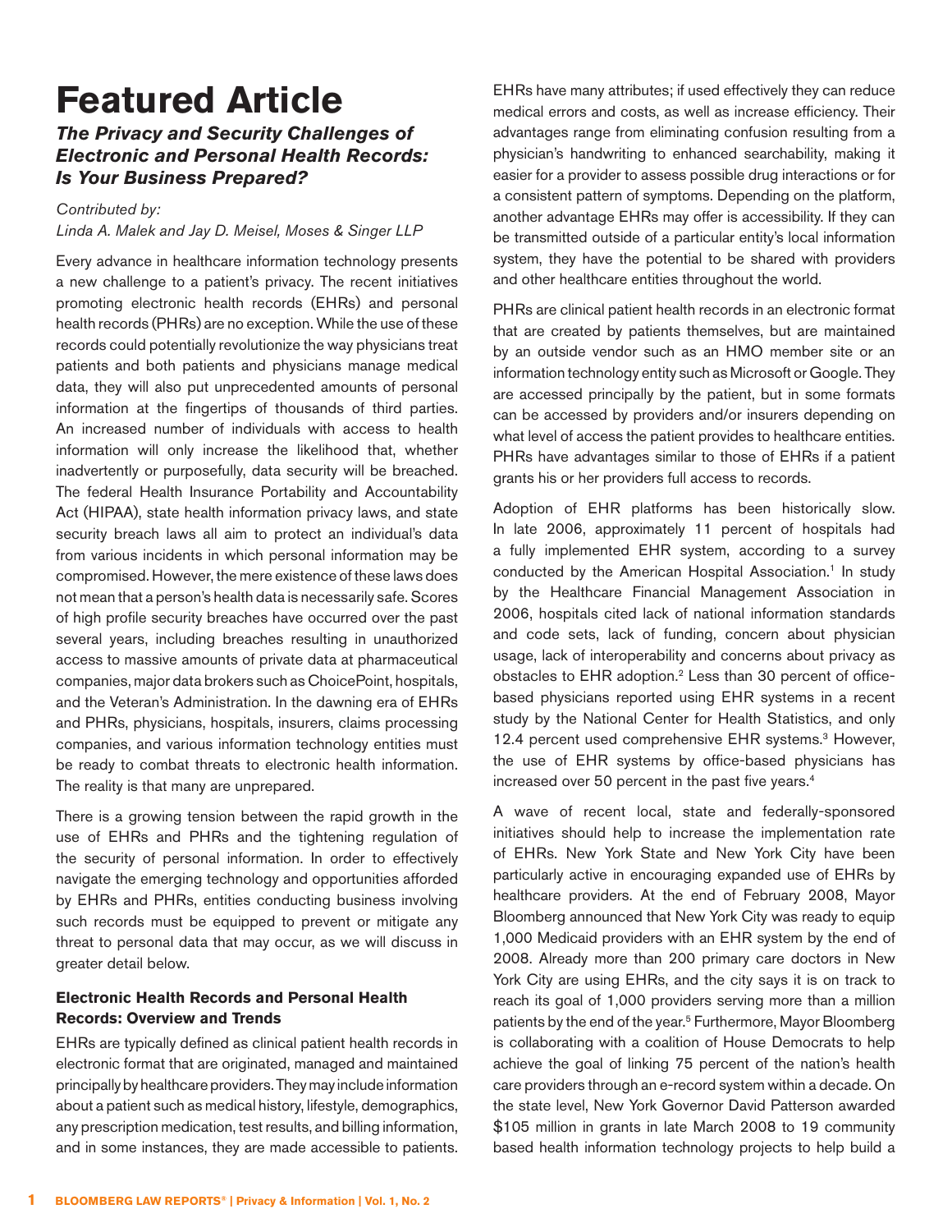# Featured Article

### *The Privacy and Security Challenges of Electronic and Personal Health Records: Is Your Business Prepared?*

*Contributed by:*
*Linda A. Malek and Jay D. Meisel, Moses & Singer LLP*

Every advance in healthcare information technology presents a new challenge to a patient's privacy. The recent initiatives promoting electronic health records (EHRs) and personal health records (PHRs) are no exception. While the use of these records could potentially revolutionize the way physicians treat patients and both patients and physicians manage medical data, they will also put unprecedented amounts of personal information at the fingertips of thousands of third parties. An increased number of individuals with access to health information will only increase the likelihood that, whether inadvertently or purposefully, data security will be breached. The federal Health Insurance Portability and Accountability Act (HIPAA), state health information privacy laws, and state security breach laws all aim to protect an individual's data from various incidents in which personal information may be compromised. However, the mere existence of these laws does not mean that a person's health data is necessarily safe. Scores of high profile security breaches have occurred over the past several years, including breaches resulting in unauthorized access to massive amounts of private data at pharmaceutical companies, major data brokers such as ChoicePoint, hospitals, and the Veteran's Administration. In the dawning era of EHRs and PHRs, physicians, hospitals, insurers, claims processing companies, and various information technology entities must be ready to combat threats to electronic health information. The reality is that many are unprepared.

There is a growing tension between the rapid growth in the use of EHRs and PHRs and the tightening regulation of the security of personal information. In order to effectively navigate the emerging technology and opportunities afforded by EHRs and PHRs, entities conducting business involving such records must be equipped to prevent or mitigate any threat to personal data that may occur, as we will discuss in greater detail below.

### Electronic Health Records and Personal Health Records: Overview and Trends

EHRs are typically defined as clinical patient health records in electronic format that are originated, managed and maintained principally by healthcare providers. They may include information about a patient such as medical history, lifestyle, demographics, any prescription medication, test results, and billing information, and in some instances, they are made accessible to patients. EHRs have many attributes; if used effectively they can reduce medical errors and costs, as well as increase efficiency. Their advantages range from eliminating confusion resulting from a physician's handwriting to enhanced searchability, making it easier for a provider to assess possible drug interactions or for a consistent pattern of symptoms. Depending on the platform, another advantage EHRs may offer is accessibility. If they can be transmitted outside of a particular entity's local information system, they have the potential to be shared with providers and other healthcare entities throughout the world.

PHRs are clinical patient health records in an electronic format that are created by patients themselves, but are maintained by an outside vendor such as an HMO member site or an information technology entity such as Microsoft or Google. They are accessed principally by the patient, but in some formats can be accessed by providers and/or insurers depending on what level of access the patient provides to healthcare entities. PHRs have advantages similar to those of EHRs if a patient grants his or her providers full access to records.

Adoption of EHR platforms has been historically slow. In late 2006, approximately 11 percent of hospitals had a fully implemented EHR system, according to a survey conducted by the American Hospital Association.[1] In study by the Healthcare Financial Management Association in 2006, hospitals cited lack of national information standards and code sets, lack of funding, concern about physician usage, lack of interoperability and concerns about privacy as obstacles to EHR adoption.[2] Less than 30 percent of office-based physicians reported using EHR systems in a recent study by the National Center for Health Statistics, and only 12.4 percent used comprehensive EHR systems.[3] However, the use of EHR systems by office-based physicians has increased over 50 percent in the past five years.[4]

A wave of recent local, state and federally-sponsored initiatives should help to increase the implementation rate of EHRs. New York State and New York City have been particularly active in encouraging expanded use of EHRs by healthcare providers. At the end of February 2008, Mayor Bloomberg announced that New York City was ready to equip 1,000 Medicaid providers with an EHR system by the end of 2008. Already more than 200 primary care doctors in New York City are using EHRs, and the city says it is on track to reach its goal of 1,000 providers serving more than a million patients by the end of the year.[5] Furthermore, Mayor Bloomberg is collaborating with a coalition of House Democrats to help achieve the goal of linking 75 percent of the nation's health care providers through an e-record system within a decade. On the state level, New York Governor David Patterson awarded $105 million in grants in late March 2008 to 19 community based health information technology projects to help build a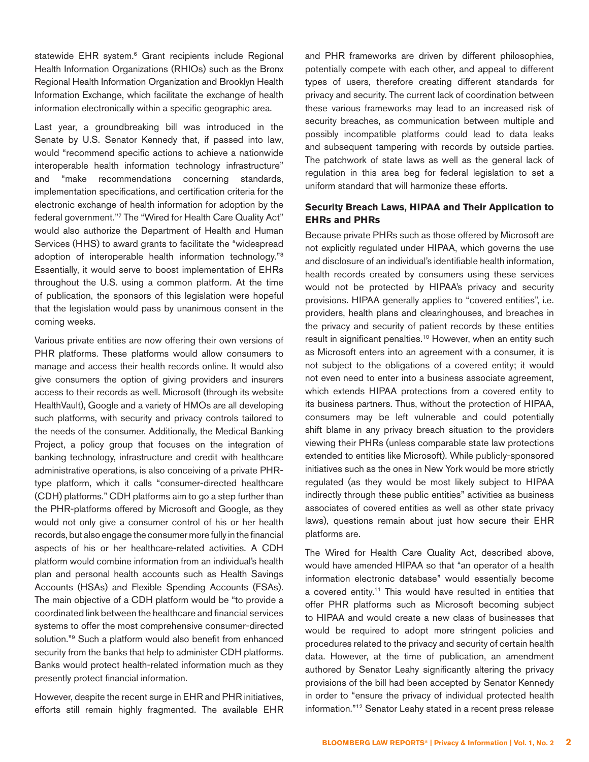statewide EHR system.[6] Grant recipients include Regional Health Information Organizations (RHIOs) such as the Bronx Regional Health Information Organization and Brooklyn Health Information Exchange, which facilitate the exchange of health information electronically within a specific geographic area.

Last year, a groundbreaking bill was introduced in the Senate by U.S. Senator Kennedy that, if passed into law, would "recommend specific actions to achieve a nationwide interoperable health information technology infrastructure" and "make recommendations concerning standards, implementation specifications, and certification criteria for the electronic exchange of health information for adoption by the federal government."[7] The "Wired for Health Care Quality Act" would also authorize the Department of Health and Human Services (HHS) to award grants to facilitate the "widespread adoption of interoperable health information technology."[8] Essentially, it would serve to boost implementation of EHRs throughout the U.S. using a common platform. At the time of publication, the sponsors of this legislation were hopeful that the legislation would pass by unanimous consent in the coming weeks.

Various private entities are now offering their own versions of PHR platforms. These platforms would allow consumers to manage and access their health records online. It would also give consumers the option of giving providers and insurers access to their records as well. Microsoft (through its website HealthVault), Google and a variety of HMOs are all developing such platforms, with security and privacy controls tailored to the needs of the consumer. Additionally, the Medical Banking Project, a policy group that focuses on the integration of banking technology, infrastructure and credit with healthcare administrative operations, is also conceiving of a private PHR-type platform, which it calls "consumer-directed healthcare (CDH) platforms." CDH platforms aim to go a step further than the PHR-platforms offered by Microsoft and Google, as they would not only give a consumer control of his or her health records, but also engage the consumer more fully in the financial aspects of his or her healthcare-related activities. A CDH platform would combine information from an individual's health plan and personal health accounts such as Health Savings Accounts (HSAs) and Flexible Spending Accounts (FSAs). The main objective of a CDH platform would be "to provide a coordinated link between the healthcare and financial services systems to offer the most comprehensive consumer-directed solution."[9] Such a platform would also benefit from enhanced security from the banks that help to administer CDH platforms. Banks would protect health-related information much as they presently protect financial information.

However, despite the recent surge in EHR and PHR initiatives, efforts still remain highly fragmented. The available EHR and PHR frameworks are driven by different philosophies, potentially compete with each other, and appeal to different types of users, therefore creating different standards for privacy and security. The current lack of coordination between these various frameworks may lead to an increased risk of security breaches, as communication between multiple and possibly incompatible platforms could lead to data leaks and subsequent tampering with records by outside parties. The patchwork of state laws as well as the general lack of regulation in this area beg for federal legislation to set a uniform standard that will harmonize these efforts.

### Security Breach Laws, HIPAA and Their Application to EHRs and PHRs

Because private PHRs such as those offered by Microsoft are not explicitly regulated under HIPAA, which governs the use and disclosure of an individual's identifiable health information, health records created by consumers using these services would not be protected by HIPAA's privacy and security provisions. HIPAA generally applies to "covered entities", i.e. providers, health plans and clearinghouses, and breaches in the privacy and security of patient records by these entities result in significant penalties.[10] However, when an entity such as Microsoft enters into an agreement with a consumer, it is not subject to the obligations of a covered entity; it would not even need to enter into a business associate agreement, which extends HIPAA protections from a covered entity to its business partners. Thus, without the protection of HIPAA, consumers may be left vulnerable and could potentially shift blame in any privacy breach situation to the providers viewing their PHRs (unless comparable state law protections extended to entities like Microsoft). While publicly-sponsored initiatives such as the ones in New York would be more strictly regulated (as they would be most likely subject to HIPAA indirectly through these public entities" activities as business associates of covered entities as well as other state privacy laws), questions remain about just how secure their EHR platforms are.

The Wired for Health Care Quality Act, described above, would have amended HIPAA so that "an operator of a health information electronic database" would essentially become a covered entity.[11] This would have resulted in entities that offer PHR platforms such as Microsoft becoming subject to HIPAA and would create a new class of businesses that would be required to adopt more stringent policies and procedures related to the privacy and security of certain health data. However, at the time of publication, an amendment authored by Senator Leahy significantly altering the privacy provisions of the bill had been accepted by Senator Kennedy in order to "ensure the privacy of individual protected health information."[12] Senator Leahy stated in a recent press release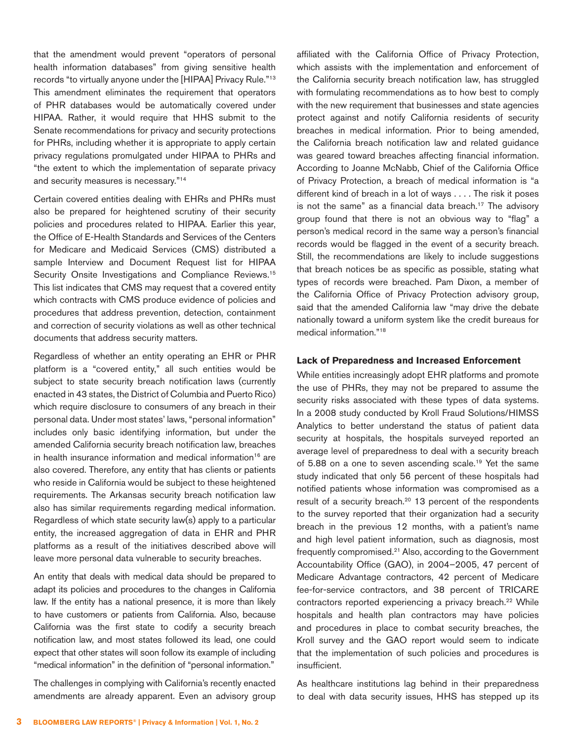that the amendment would prevent "operators of personal health information databases" from giving sensitive health records "to virtually anyone under the [HIPAA] Privacy Rule."[13] This amendment eliminates the requirement that operators of PHR databases would be automatically covered under HIPAA. Rather, it would require that HHS submit to the Senate recommendations for privacy and security protections for PHRs, including whether it is appropriate to apply certain privacy regulations promulgated under HIPAA to PHRs and "the extent to which the implementation of separate privacy and security measures is necessary."[14]

Certain covered entities dealing with EHRs and PHRs must also be prepared for heightened scrutiny of their security policies and procedures related to HIPAA. Earlier this year, the Office of E-Health Standards and Services of the Centers for Medicare and Medicaid Services (CMS) distributed a sample Interview and Document Request list for HIPAA Security Onsite Investigations and Compliance Reviews.[15] This list indicates that CMS may request that a covered entity which contracts with CMS produce evidence of policies and procedures that address prevention, detection, containment and correction of security violations as well as other technical documents that address security matters.

Regardless of whether an entity operating an EHR or PHR platform is a "covered entity," all such entities would be subject to state security breach notification laws (currently enacted in 43 states, the District of Columbia and Puerto Rico) which require disclosure to consumers of any breach in their personal data. Under most states' laws, "personal information" includes only basic identifying information, but under the amended California security breach notification law, breaches in health insurance information and medical information[16] are also covered. Therefore, any entity that has clients or patients who reside in California would be subject to these heightened requirements. The Arkansas security breach notification law also has similar requirements regarding medical information. Regardless of which state security law(s) apply to a particular entity, the increased aggregation of data in EHR and PHR platforms as a result of the initiatives described above will leave more personal data vulnerable to security breaches.

An entity that deals with medical data should be prepared to adapt its policies and procedures to the changes in California law. If the entity has a national presence, it is more than likely to have customers or patients from California. Also, because California was the first state to codify a security breach notification law, and most states followed its lead, one could expect that other states will soon follow its example of including "medical information" in the definition of "personal information."

The challenges in complying with California's recently enacted amendments are already apparent. Even an advisory group affiliated with the California Office of Privacy Protection, which assists with the implementation and enforcement of the California security breach notification law, has struggled with formulating recommendations as to how best to comply with the new requirement that businesses and state agencies protect against and notify California residents of security breaches in medical information. Prior to being amended, the California breach notification law and related guidance was geared toward breaches affecting financial information. According to Joanne McNabb, Chief of the California Office of Privacy Protection, a breach of medical information is "a different kind of breach in a lot of ways . . . . The risk it poses is not the same" as a financial data breach.[17] The advisory group found that there is not an obvious way to "flag" a person's medical record in the same way a person's financial records would be flagged in the event of a security breach. Still, the recommendations are likely to include suggestions that breach notices be as specific as possible, stating what types of records were breached. Pam Dixon, a member of the California Office of Privacy Protection advisory group, said that the amended California law "may drive the debate nationally toward a uniform system like the credit bureaus for medical information."[18]

### Lack of Preparedness and Increased Enforcement

While entities increasingly adopt EHR platforms and promote the use of PHRs, they may not be prepared to assume the security risks associated with these types of data systems. In a 2008 study conducted by Kroll Fraud Solutions/HIMSS Analytics to better understand the status of patient data security at hospitals, the hospitals surveyed reported an average level of preparedness to deal with a security breach of 5.88 on a one to seven ascending scale.[19] Yet the same study indicated that only 56 percent of these hospitals had notified patients whose information was compromised as a result of a security breach.[20] 13 percent of the respondents to the survey reported that their organization had a security breach in the previous 12 months, with a patient's name and high level patient information, such as diagnosis, most frequently compromised.[21] Also, according to the Government Accountability Office (GAO), in 2004–2005, 47 percent of Medicare Advantage contractors, 42 percent of Medicare fee-for-service contractors, and 38 percent of TRICARE contractors reported experiencing a privacy breach.[22] While hospitals and health plan contractors may have policies and procedures in place to combat security breaches, the Kroll survey and the GAO report would seem to indicate that the implementation of such policies and procedures is insufficient.

As healthcare institutions lag behind in their preparedness to deal with data security issues, HHS has stepped up its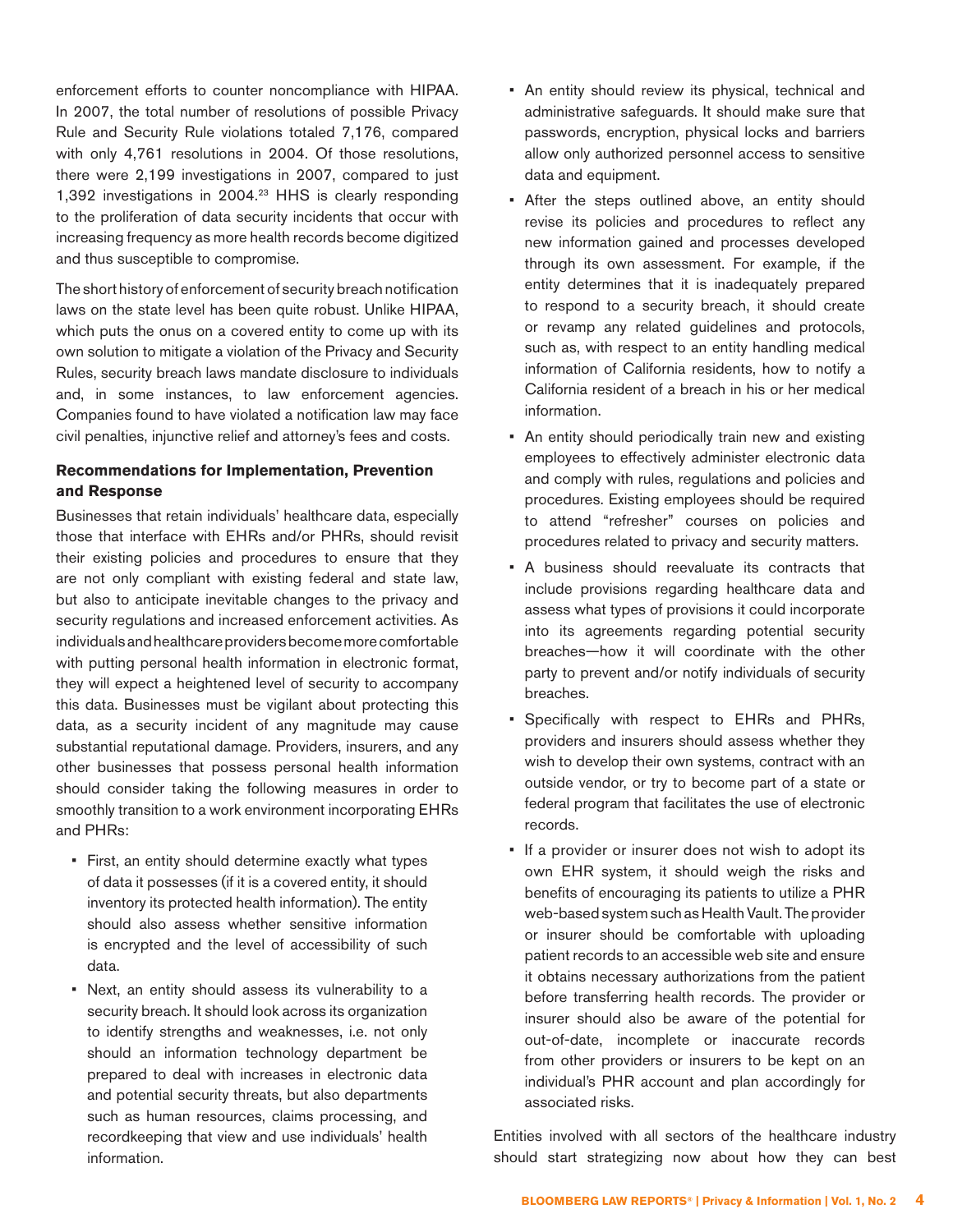enforcement efforts to counter noncompliance with HIPAA. In 2007, the total number of resolutions of possible Privacy Rule and Security Rule violations totaled 7,176, compared with only 4,761 resolutions in 2004. Of those resolutions, there were 2,199 investigations in 2007, compared to just 1,392 investigations in 2004.[23] HHS is clearly responding to the proliferation of data security incidents that occur with increasing frequency as more health records become digitized and thus susceptible to compromise.

The short history of enforcement of security breach notification laws on the state level has been quite robust. Unlike HIPAA, which puts the onus on a covered entity to come up with its own solution to mitigate a violation of the Privacy and Security Rules, security breach laws mandate disclosure to individuals and, in some instances, to law enforcement agencies. Companies found to have violated a notification law may face civil penalties, injunctive relief and attorney's fees and costs.

### Recommendations for Implementation, Prevention and Response

Businesses that retain individuals' healthcare data, especially those that interface with EHRs and/or PHRs, should revisit their existing policies and procedures to ensure that they are not only compliant with existing federal and state law, but also to anticipate inevitable changes to the privacy and security regulations and increased enforcement activities. As individuals and healthcare providers become more comfortable with putting personal health information in electronic format, they will expect a heightened level of security to accompany this data. Businesses must be vigilant about protecting this data, as a security incident of any magnitude may cause substantial reputational damage. Providers, insurers, and any other businesses that possess personal health information should consider taking the following measures in order to smoothly transition to a work environment incorporating EHRs and PHRs:

- First, an entity should determine exactly what types of data it possesses (if it is a covered entity, it should inventory its protected health information). The entity should also assess whether sensitive information is encrypted and the level of accessibility of such data.
- Next, an entity should assess its vulnerability to a security breach. It should look across its organization to identify strengths and weaknesses, i.e. not only should an information technology department be prepared to deal with increases in electronic data and potential security threats, but also departments such as human resources, claims processing, and recordkeeping that view and use individuals' health information.
- An entity should review its physical, technical and administrative safeguards. It should make sure that passwords, encryption, physical locks and barriers allow only authorized personnel access to sensitive data and equipment.
- After the steps outlined above, an entity should revise its policies and procedures to reflect any new information gained and processes developed through its own assessment. For example, if the entity determines that it is inadequately prepared to respond to a security breach, it should create or revamp any related guidelines and protocols, such as, with respect to an entity handling medical information of California residents, how to notify a California resident of a breach in his or her medical information.
- An entity should periodically train new and existing employees to effectively administer electronic data and comply with rules, regulations and policies and procedures. Existing employees should be required to attend "refresher" courses on policies and procedures related to privacy and security matters.
- A business should reevaluate its contracts that include provisions regarding healthcare data and assess what types of provisions it could incorporate into its agreements regarding potential security breaches—how it will coordinate with the other party to prevent and/or notify individuals of security breaches.
- Specifically with respect to EHRs and PHRs, providers and insurers should assess whether they wish to develop their own systems, contract with an outside vendor, or try to become part of a state or federal program that facilitates the use of electronic records.
- If a provider or insurer does not wish to adopt its own EHR system, it should weigh the risks and benefits of encouraging its patients to utilize a PHR web-based system such as Health Vault. The provider or insurer should be comfortable with uploading patient records to an accessible web site and ensure it obtains necessary authorizations from the patient before transferring health records. The provider or insurer should also be aware of the potential for out-of-date, incomplete or inaccurate records from other providers or insurers to be kept on an individual's PHR account and plan accordingly for associated risks.

Entities involved with all sectors of the healthcare industry should start strategizing now about how they can best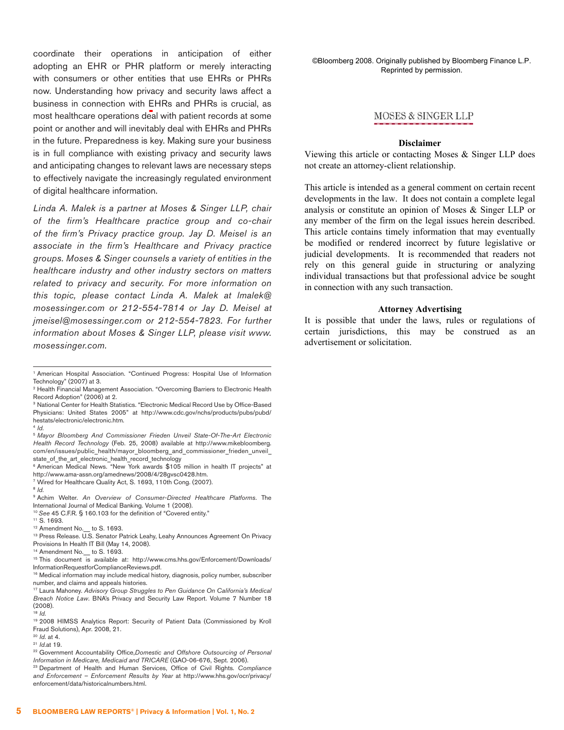coordinate their operations in anticipation of either adopting an EHR or PHR platform or merely interacting with consumers or other entities that use EHRs or PHRs now. Understanding how privacy and security laws affect a business in connection with EHRs and PHRs is crucial, as most healthcare operations deal with patient records at some point or another and will inevitably deal with EHRs and PHRs in the future. Preparedness is key. Making sure your business is in full compliance with existing privacy and security laws and anticipating changes to relevant laws are necessary steps to effectively navigate the increasingly regulated environment of digital healthcare information.

*Linda A. Malek is a partner at Moses & Singer LLP, chair of the firm's Healthcare practice group and co-chair of the firm's Privacy practice group. Jay D. Meisel is an associate in the firm's Healthcare and Privacy practice groups. Moses & Singer counsels a variety of entities in the healthcare industry and other industry sectors on matters related to privacy and security. For more information on this topic, please contact Linda A. Malek at lmalek@mosessinger.com or 212-554-7814 or Jay D. Meisel at jmeisel@mosessinger.com or 212-554-7823. For further information about Moses & Singer LLP, please visit www.mosessinger.com.*

---

[1] American Hospital Association. "Continued Progress: Hospital Use of Information Technology" (2007) at 3.

[2] Health Financial Management Association. "Overcoming Barriers to Electronic Health Record Adoption" (2006) at 2.

[3] National Center for Health Statistics. "Electronic Medical Record Use by Office-Based Physicians: United States 2005" at http://www.cdc.gov/nchs/products/pubs/pubd/hestats/electronic/electronic.htm.

[4] *Id.*

[5] *Mayor Bloomberg And Commissioner Frieden Unveil State-Of-The-Art Electronic Health Record Technology* (Feb. 25, 2008) available at http://www.mikebloomberg.com/en/issues/public_health/mayor_bloomberg_and_commissioner_frieden_unveil_state_of_the_art_electronic_health_record_technology

[6] American Medical News. "New York awards $105 million in health IT projects" at http://www.ama-assn.org/amednews/2008/4/28gvsc0428.htm.

[7] Wired for Healthcare Quality Act, S. 1693, 110th Cong. (2007).

[8] *Id.*

[9] Achim Welter. *An Overview of Consumer-Directed Healthcare Platforms.* The International Journal of Medical Banking. Volume 1 (2008).

[10] *See* 45 C.F.R. § 160.103 for the definition of "Covered entity."

[11] S. 1693.

[12] Amendment No.__ to S. 1693.

[13] Press Release. U.S. Senator Patrick Leahy, Leahy Announces Agreement On Privacy Provisions In Health IT Bill (May 14, 2008).

[14] Amendment No.__ to S. 1693.

[15] This document is available at: http://www.cms.hhs.gov/Enforcement/Downloads/InformationRequestforComplianceReviews.pdf.

[16] Medical information may include medical history, diagnosis, policy number, subscriber number, and claims and appeals histories.

[17] Laura Mahoney. *Advisory Group Struggles to Pen Guidance On California's Medical Breach Notice Law*. BNA's Privacy and Security Law Report. Volume 7 Number 18 (2008).

[18] *Id.*

[19] 2008 HIMSS Analytics Report: Security of Patient Data (Commissioned by Kroll Fraud Solutions), Apr. 2008, 21.

[20] *Id.* at 4.

[21] *Id.*at 19.

[22] Government Accountability Office,*Domestic and Offshore Outsourcing of Personal Information in Medicare, Medicaid and TRICARE* (GAO-06-676, Sept. 2006).

[23] Department of Health and Human Services, Office of Civil Rights. *Compliance and Enforcement – Enforcement Results by Year* at http://www.hhs.gov/ocr/privacy/enforcement/data/historicalnumbers.html.

©Bloomberg 2008. Originally published by Bloomberg Finance L.P. Reprinted by permission.

MOSES & SINGER LLP

**Disclaimer**

Viewing this article or contacting Moses & Singer LLP does not create an attorney-client relationship.

This article is intended as a general comment on certain recent developments in the law. It does not contain a complete legal analysis or constitute an opinion of Moses & Singer LLP or any member of the firm on the legal issues herein described. This article contains timely information that may eventually be modified or rendered incorrect by future legislative or judicial developments. It is recommended that readers not rely on this general guide in structuring or analyzing individual transactions but that professional advice be sought in connection with any such transaction.

**Attorney Advertising**

It is possible that under the laws, rules or regulations of certain jurisdictions, this may be construed as an advertisement or solicitation.